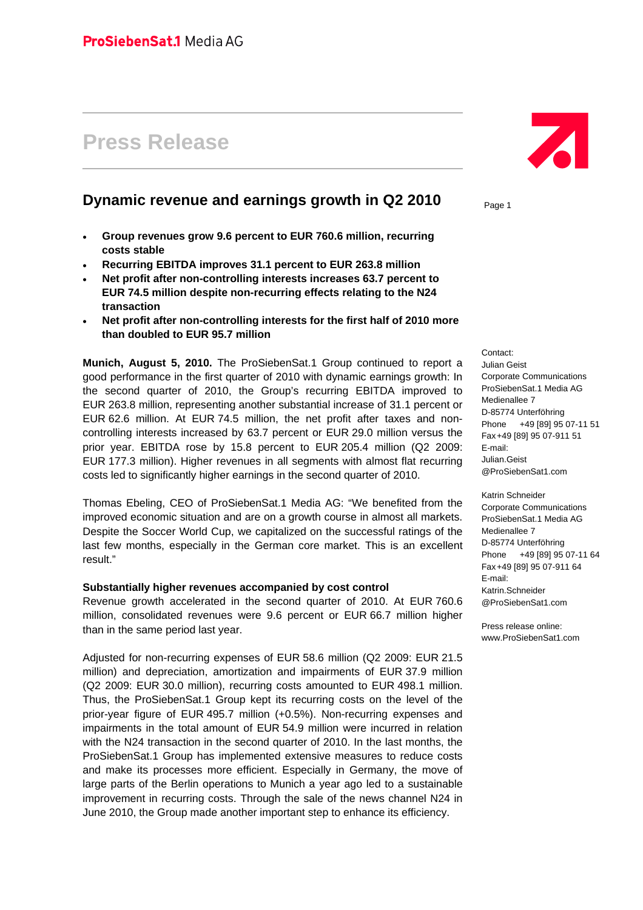ProSiebenSat.1 Media AG

# Press Release

## Dynamic revenue and earnings growth in Q2 2010

- **Group revenues grow 9.6 percent to EUR 760.6 million, recurring costs stable**
- **Recurring EBITDA improves 31.1 percent to EUR 263.8 million**
- **Net profit after non-controlling interests increases 63.7 percent to EUR 74.5 million despite non-recurring effects relating to the N24 transaction**
- **Net profit after non-controlling interests for the first half of 2010 more than doubled to EUR 95.7 million**

**Munich, August 5, 2010.** The ProSiebenSat.1 Group continued to report a good performance in the first quarter of 2010 with dynamic earnings growth: In the second quarter of 2010, the Group's recurring EBITDA improved to EUR 263.8 million, representing another substantial increase of 31.1 percent or EUR 62.6 million. At EUR 74.5 million, the net profit after taxes and non-controlling interests increased by 63.7 percent or EUR 29.0 million versus the prior year. EBITDA rose by 15.8 percent to EUR 205.4 million (Q2 2009: EUR 177.3 million). Higher revenues in all segments with almost flat recurring costs led to significantly higher earnings in the second quarter of 2010.

Thomas Ebeling, CEO of ProSiebenSat.1 Media AG: "We benefited from the improved economic situation and are on a growth course in almost all markets. Despite the Soccer World Cup, we capitalized on the successful ratings of the last few months, especially in the German core market. This is an excellent result."

**Substantially higher revenues accompanied by cost control**

Revenue growth accelerated in the second quarter of 2010. At EUR 760.6 million, consolidated revenues were 9.6 percent or EUR 66.7 million higher than in the same period last year.

Adjusted for non-recurring expenses of EUR 58.6 million (Q2 2009: EUR 21.5 million) and depreciation, amortization and impairments of EUR 37.9 million (Q2 2009: EUR 30.0 million), recurring costs amounted to EUR 498.1 million. Thus, the ProSiebenSat.1 Group kept its recurring costs on the level of the prior-year figure of EUR 495.7 million (+0.5%). Non-recurring expenses and impairments in the total amount of EUR 54.9 million were incurred in relation with the N24 transaction in the second quarter of 2010. In the last months, the ProSiebenSat.1 Group has implemented extensive measures to reduce costs and make its processes more efficient. Especially in Germany, the move of large parts of the Berlin operations to Munich a year ago led to a sustainable improvement in recurring costs. Through the sale of the news channel N24 in June 2010, the Group made another important step to enhance its efficiency.

Contact:
Julian Geist
Corporate Communications
ProSiebenSat.1 Media AG
Medienallee 7
D-85774 Unterföhring
Phone +49 [89] 95 07-11 51
Fax +49 [89] 95 07-911 51
E-mail:
Julian.Geist@ProSiebenSat1.com

Katrin Schneider
Corporate Communications
ProSiebenSat.1 Media AG
Medienallee 7
D-85774 Unterföhring
Phone +49 [89] 95 07-11 64
Fax +49 [89] 95 07-911 64
E-mail:
Katrin.Schneider@ProSiebenSat1.com

Press release online:
www.ProSiebenSat1.com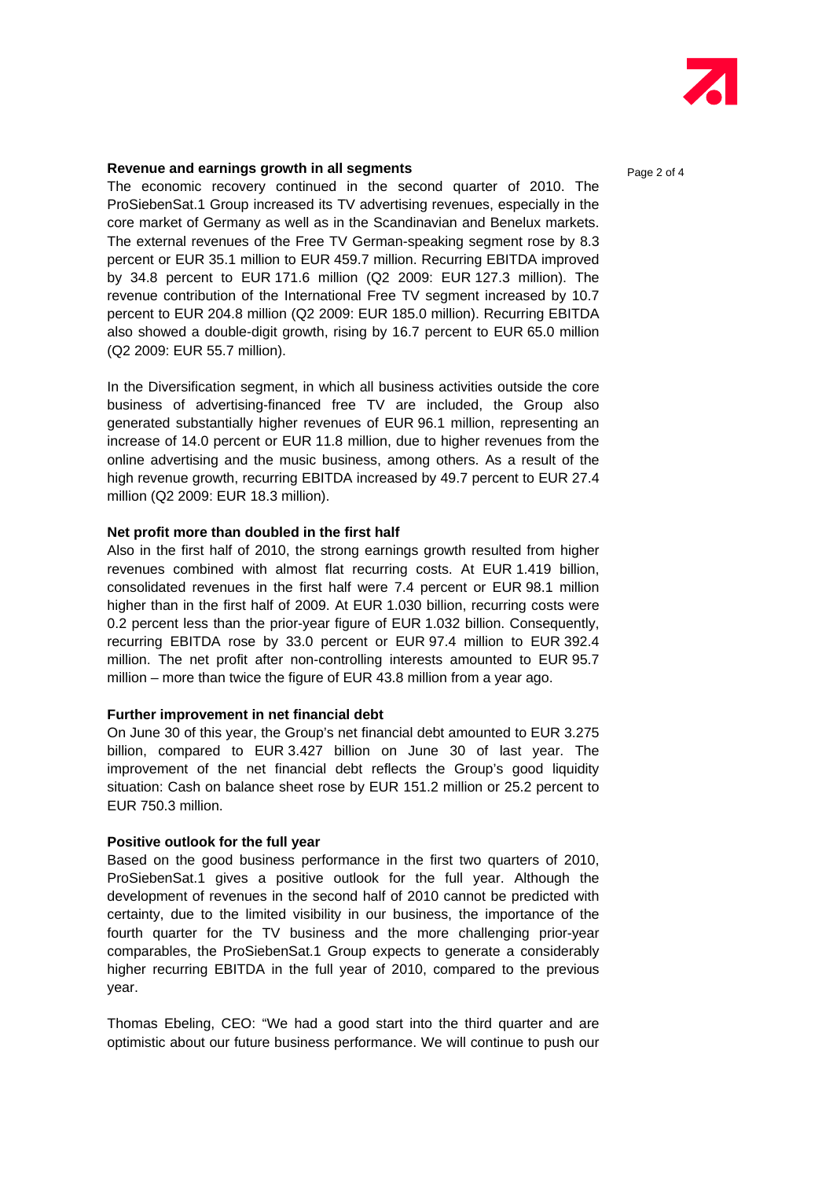**Revenue and earnings growth in all segments**

The economic recovery continued in the second quarter of 2010. The ProSiebenSat.1 Group increased its TV advertising revenues, especially in the core market of Germany as well as in the Scandinavian and Benelux markets. The external revenues of the Free TV German-speaking segment rose by 8.3 percent or EUR 35.1 million to EUR 459.7 million. Recurring EBITDA improved by 34.8 percent to EUR 171.6 million (Q2 2009: EUR 127.3 million). The revenue contribution of the International Free TV segment increased by 10.7 percent to EUR 204.8 million (Q2 2009: EUR 185.0 million). Recurring EBITDA also showed a double-digit growth, rising by 16.7 percent to EUR 65.0 million (Q2 2009: EUR 55.7 million).

In the Diversification segment, in which all business activities outside the core business of advertising-financed free TV are included, the Group also generated substantially higher revenues of EUR 96.1 million, representing an increase of 14.0 percent or EUR 11.8 million, due to higher revenues from the online advertising and the music business, among others. As a result of the high revenue growth, recurring EBITDA increased by 49.7 percent to EUR 27.4 million (Q2 2009: EUR 18.3 million).

**Net profit more than doubled in the first half**

Also in the first half of 2010, the strong earnings growth resulted from higher revenues combined with almost flat recurring costs. At EUR 1.419 billion, consolidated revenues in the first half were 7.4 percent or EUR 98.1 million higher than in the first half of 2009. At EUR 1.030 billion, recurring costs were 0.2 percent less than the prior-year figure of EUR 1.032 billion. Consequently, recurring EBITDA rose by 33.0 percent or EUR 97.4 million to EUR 392.4 million. The net profit after non-controlling interests amounted to EUR 95.7 million – more than twice the figure of EUR 43.8 million from a year ago.

**Further improvement in net financial debt**

On June 30 of this year, the Group's net financial debt amounted to EUR 3.275 billion, compared to EUR 3.427 billion on June 30 of last year. The improvement of the net financial debt reflects the Group's good liquidity situation: Cash on balance sheet rose by EUR 151.2 million or 25.2 percent to EUR 750.3 million.

**Positive outlook for the full year**

Based on the good business performance in the first two quarters of 2010, ProSiebenSat.1 gives a positive outlook for the full year. Although the development of revenues in the second half of 2010 cannot be predicted with certainty, due to the limited visibility in our business, the importance of the fourth quarter for the TV business and the more challenging prior-year comparables, the ProSiebenSat.1 Group expects to generate a considerably higher recurring EBITDA in the full year of 2010, compared to the previous year.

Thomas Ebeling, CEO: "We had a good start into the third quarter and are optimistic about our future business performance. We will continue to push our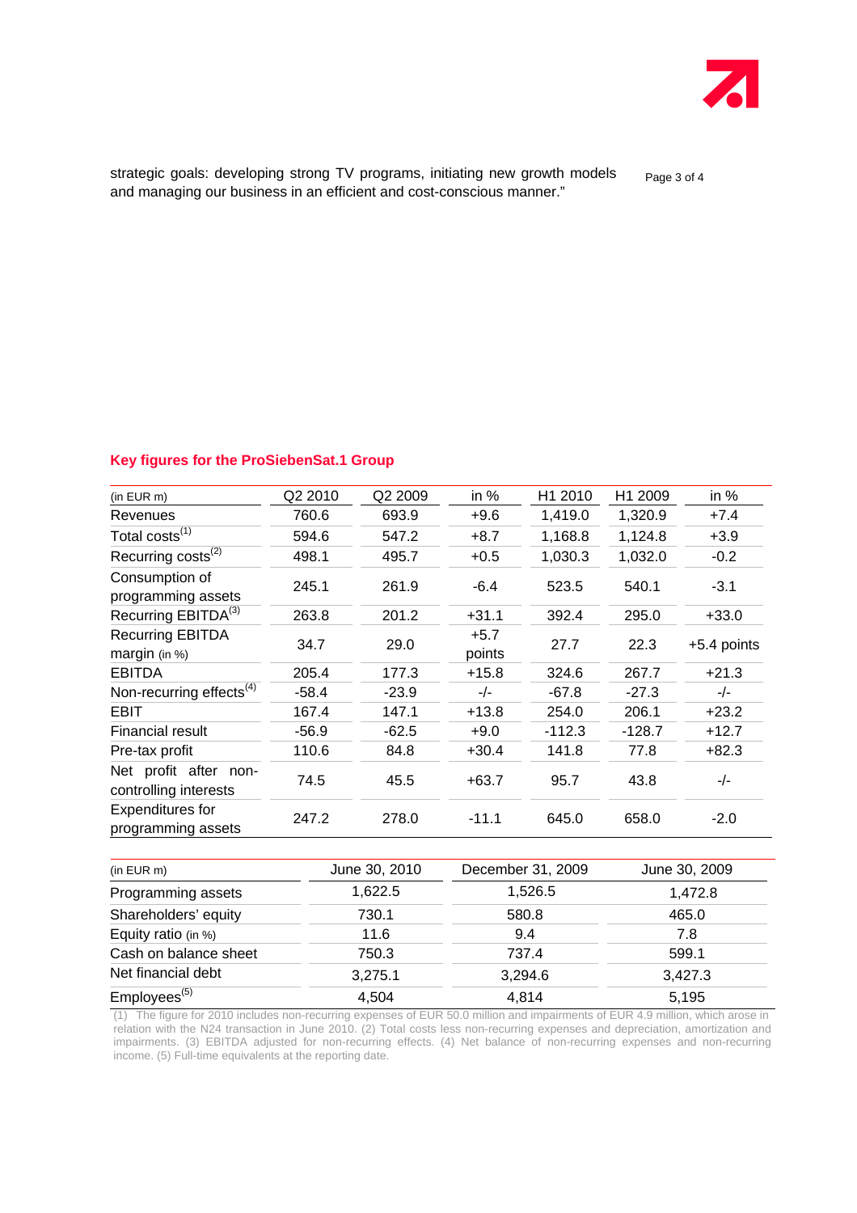strategic goals: developing strong TV programs, initiating new growth models and managing our business in an efficient and cost-conscious manner."

### Key figures for the ProSiebenSat.1 Group

| (in EUR m) | Q2 2010 | Q2 2009 | in % | H1 2010 | H1 2009 | in % |
|---|---|---|---|---|---|---|
| Revenues | 760.6 | 693.9 | +9.6 | 1,419.0 | 1,320.9 | +7.4 |
| Total costs[1] | 594.6 | 547.2 | +8.7 | 1,168.8 | 1,124.8 | +3.9 |
| Recurring costs[2] | 498.1 | 495.7 | +0.5 | 1,030.3 | 1,032.0 | -0.2 |
| Consumption of programming assets | 245.1 | 261.9 | -6.4 | 523.5 | 540.1 | -3.1 |
| Recurring EBITDA[3] | 263.8 | 201.2 | +31.1 | 392.4 | 295.0 | +33.0 |
| Recurring EBITDA margin (in %) | 34.7 | 29.0 | +5.7 points | 27.7 | 22.3 | +5.4 points |
| EBITDA | 205.4 | 177.3 | +15.8 | 324.6 | 267.7 | +21.3 |
| Non-recurring effects[4] | -58.4 | -23.9 | -/- | -67.8 | -27.3 | -/- |
| EBIT | 167.4 | 147.1 | +13.8 | 254.0 | 206.1 | +23.2 |
| Financial result | -56.9 | -62.5 | +9.0 | -112.3 | -128.7 | +12.7 |
| Pre-tax profit | 110.6 | 84.8 | +30.4 | 141.8 | 77.8 | +82.3 |
| Net profit after non-controlling interests | 74.5 | 45.5 | +63.7 | 95.7 | 43.8 | -/- |
| Expenditures for programming assets | 247.2 | 278.0 | -11.1 | 645.0 | 658.0 | -2.0 |

| (in EUR m) | June 30, 2010 | December 31, 2009 | June 30, 2009 |
|---|---|---|---|
| Programming assets | 1,622.5 | 1,526.5 | 1,472.8 |
| Shareholders' equity | 730.1 | 580.8 | 465.0 |
| Equity ratio (in %) | 11.6 | 9.4 | 7.8 |
| Cash on balance sheet | 750.3 | 737.4 | 599.1 |
| Net financial debt | 3,275.1 | 3,294.6 | 3,427.3 |
| Employees[5] | 4,504 | 4,814 | 5,195 |

(1) The figure for 2010 includes non-recurring expenses of EUR 50.0 million and impairments of EUR 4.9 million, which arose in relation with the N24 transaction in June 2010. (2) Total costs less non-recurring expenses and depreciation, amortization and impairments. (3) EBITDA adjusted for non-recurring effects. (4) Net balance of non-recurring expenses and non-recurring income. (5) Full-time equivalents at the reporting date.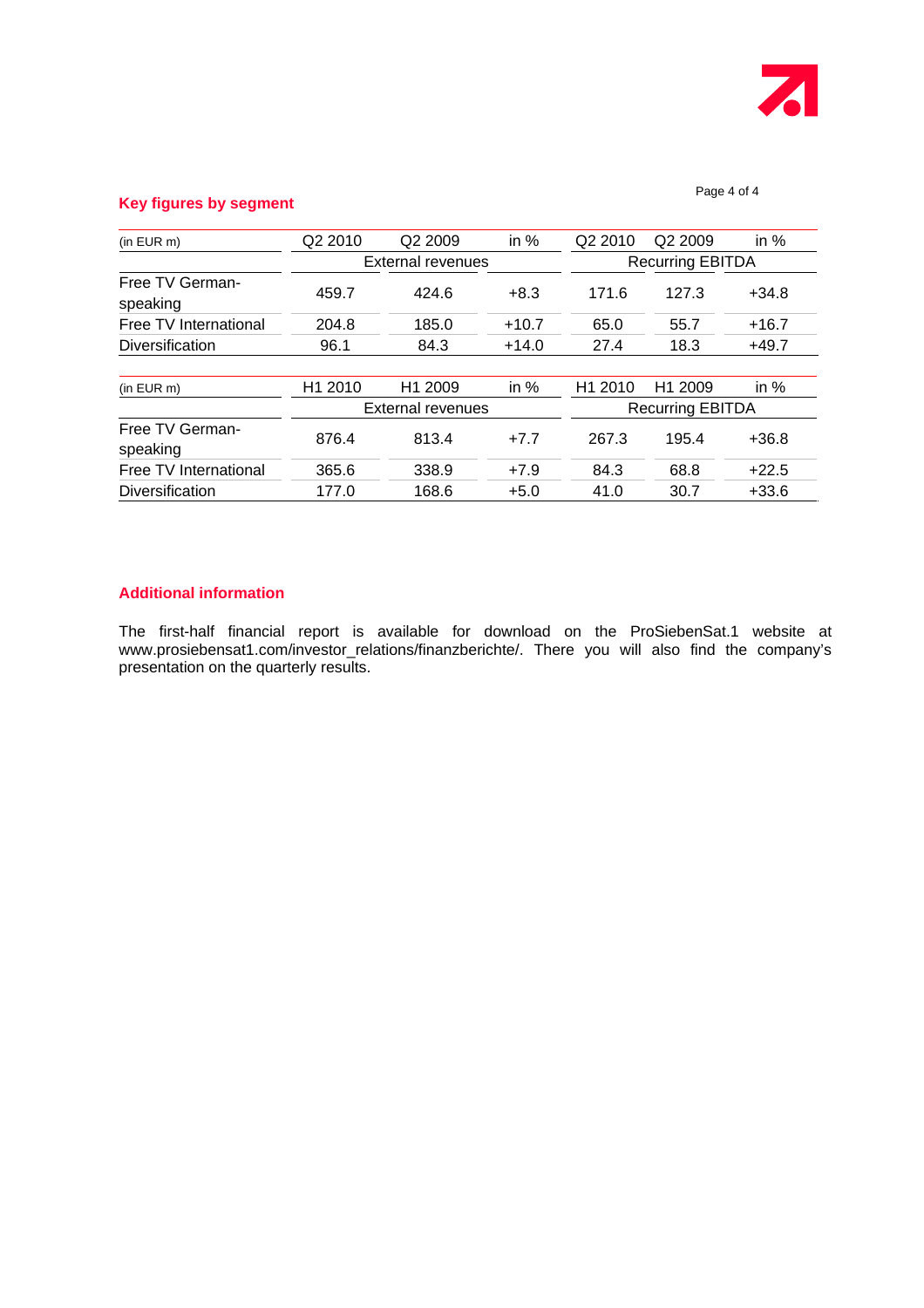## Key figures by segment

| (in EUR m) | Q2 2010 | Q2 2009 | in % | Q2 2010 | Q2 2009 | in % |
|---|---|---|---|---|---|---|
| | External revenues | | | Recurring EBITDA | | |
| Free TV German-speaking | 459.7 | 424.6 | +8.3 | 171.6 | 127.3 | +34.8 |
| Free TV International | 204.8 | 185.0 | +10.7 | 65.0 | 55.7 | +16.7 |
| Diversification | 96.1 | 84.3 | +14.0 | 27.4 | 18.3 | +49.7 |

| (in EUR m) | H1 2010 | H1 2009 | in % | H1 2010 | H1 2009 | in % |
|---|---|---|---|---|---|---|
| | External revenues | | | Recurring EBITDA | | |
| Free TV German-speaking | 876.4 | 813.4 | +7.7 | 267.3 | 195.4 | +36.8 |
| Free TV International | 365.6 | 338.9 | +7.9 | 84.3 | 68.8 | +22.5 |
| Diversification | 177.0 | 168.6 | +5.0 | 41.0 | 30.7 | +33.6 |

## Additional information

The first-half financial report is available for download on the ProSiebenSat.1 website at www.prosiebensat1.com/investor_relations/finanzberichte/. There you will also find the company's presentation on the quarterly results.